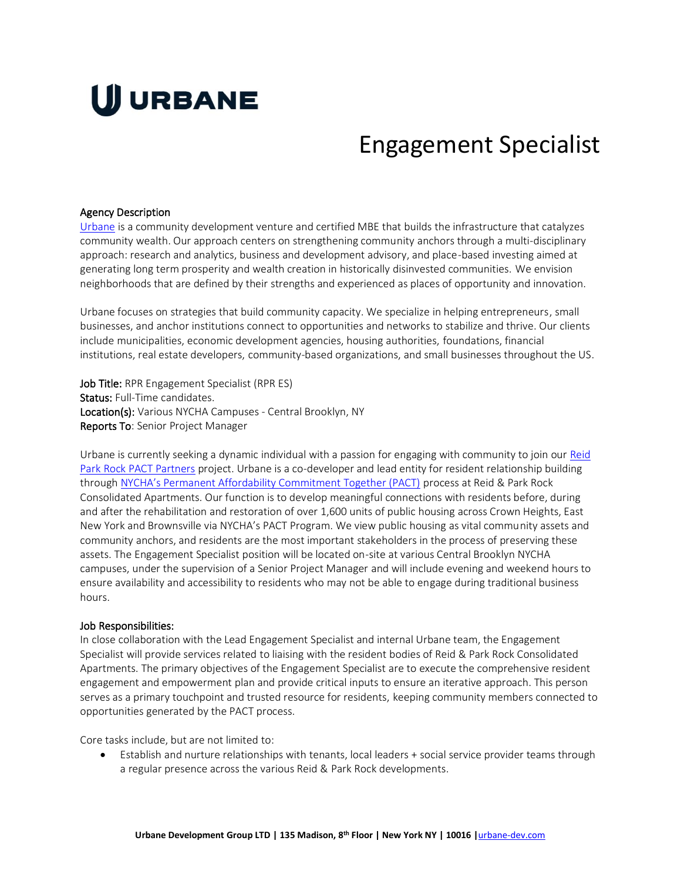# URBANE

# Engagement Specialist

**Agency Description**

Urbane is a community development venture and certified MBE that builds the infrastructure that catalyzes community wealth. Our approach centers on strengthening community anchors through a multi-disciplinary approach: research and analytics, business and development advisory, and place-based investing aimed at generating long term prosperity and wealth creation in historically disinvested communities. We envision neighborhoods that are defined by their strengths and experienced as places of opportunity and innovation.

Urbane focuses on strategies that build community capacity. We specialize in helping entrepreneurs, small businesses, and anchor institutions connect to opportunities and networks to stabilize and thrive. Our clients include municipalities, economic development agencies, housing authorities, foundations, financial institutions, real estate developers, community-based organizations, and small businesses throughout the US.

**Job Title:** RPR Engagement Specialist (RPR ES)
**Status:** Full-Time candidates.
**Location(s):** Various NYCHA Campuses - Central Brooklyn, NY
**Reports To**: Senior Project Manager

Urbane is currently seeking a dynamic individual with a passion for engaging with community to join our Reid Park Rock PACT Partners project. Urbane is a co-developer and lead entity for resident relationship building through NYCHA's Permanent Affordability Commitment Together (PACT) process at Reid & Park Rock Consolidated Apartments. Our function is to develop meaningful connections with residents before, during and after the rehabilitation and restoration of over 1,600 units of public housing across Crown Heights, East New York and Brownsville via NYCHA's PACT Program. We view public housing as vital community assets and community anchors, and residents are the most important stakeholders in the process of preserving these assets. The Engagement Specialist position will be located on-site at various Central Brooklyn NYCHA campuses, under the supervision of a Senior Project Manager and will include evening and weekend hours to ensure availability and accessibility to residents who may not be able to engage during traditional business hours.

**Job Responsibilities:**

In close collaboration with the Lead Engagement Specialist and internal Urbane team, the Engagement Specialist will provide services related to liaising with the resident bodies of Reid & Park Rock Consolidated Apartments. The primary objectives of the Engagement Specialist are to execute the comprehensive resident engagement and empowerment plan and provide critical inputs to ensure an iterative approach. This person serves as a primary touchpoint and trusted resource for residents, keeping community members connected to opportunities generated by the PACT process.

Core tasks include, but are not limited to:

- Establish and nurture relationships with tenants, local leaders + social service provider teams through a regular presence across the various Reid & Park Rock developments.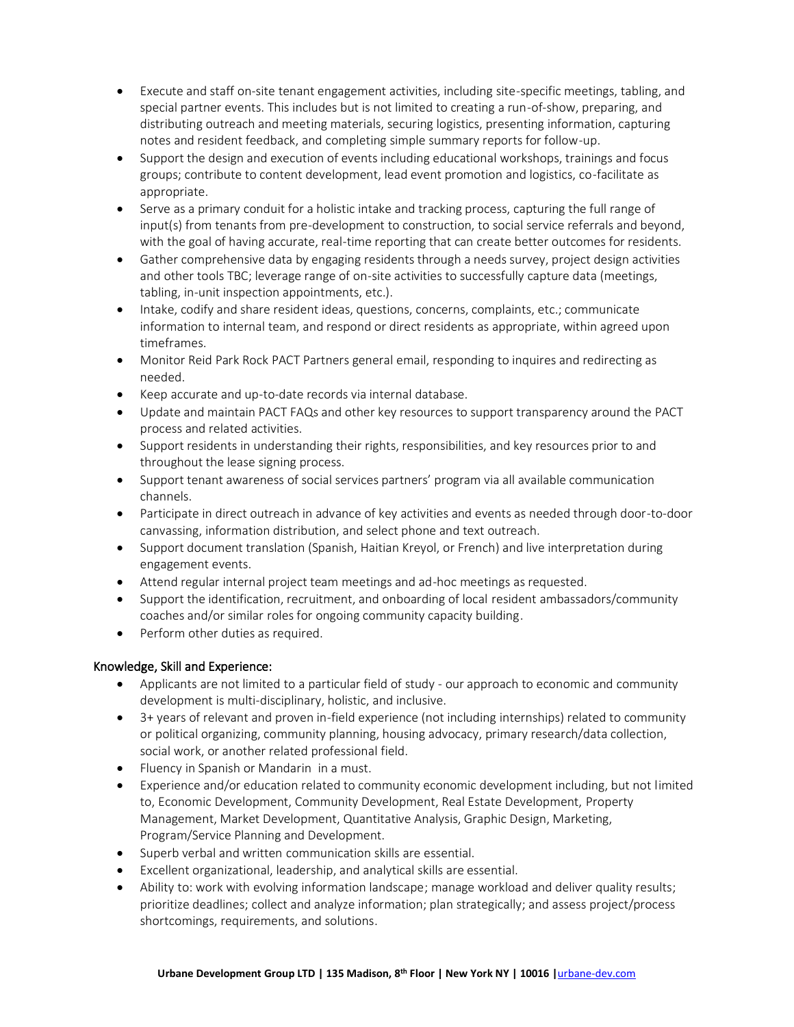- Execute and staff on-site tenant engagement activities, including site-specific meetings, tabling, and special partner events. This includes but is not limited to creating a run-of-show, preparing, and distributing outreach and meeting materials, securing logistics, presenting information, capturing notes and resident feedback, and completing simple summary reports for follow-up.
- Support the design and execution of events including educational workshops, trainings and focus groups; contribute to content development, lead event promotion and logistics, co-facilitate as appropriate.
- Serve as a primary conduit for a holistic intake and tracking process, capturing the full range of input(s) from tenants from pre-development to construction, to social service referrals and beyond, with the goal of having accurate, real-time reporting that can create better outcomes for residents.
- Gather comprehensive data by engaging residents through a needs survey, project design activities and other tools TBC; leverage range of on-site activities to successfully capture data (meetings, tabling, in-unit inspection appointments, etc.).
- Intake, codify and share resident ideas, questions, concerns, complaints, etc.; communicate information to internal team, and respond or direct residents as appropriate, within agreed upon timeframes.
- Monitor Reid Park Rock PACT Partners general email, responding to inquires and redirecting as needed.
- Keep accurate and up-to-date records via internal database.
- Update and maintain PACT FAQs and other key resources to support transparency around the PACT process and related activities.
- Support residents in understanding their rights, responsibilities, and key resources prior to and throughout the lease signing process.
- Support tenant awareness of social services partners' program via all available communication channels.
- Participate in direct outreach in advance of key activities and events as needed through door-to-door canvassing, information distribution, and select phone and text outreach.
- Support document translation (Spanish, Haitian Kreyol, or French) and live interpretation during engagement events.
- Attend regular internal project team meetings and ad-hoc meetings as requested.
- Support the identification, recruitment, and onboarding of local resident ambassadors/community coaches and/or similar roles for ongoing community capacity building.
- Perform other duties as required.

## Knowledge, Skill and Experience:

- Applicants are not limited to a particular field of study - our approach to economic and community development is multi-disciplinary, holistic, and inclusive.
- 3+ years of relevant and proven in-field experience (not including internships) related to community or political organizing, community planning, housing advocacy, primary research/data collection, social work, or another related professional field.
- Fluency in Spanish or Mandarin in a must.
- Experience and/or education related to community economic development including, but not limited to, Economic Development, Community Development, Real Estate Development, Property Management, Market Development, Quantitative Analysis, Graphic Design, Marketing, Program/Service Planning and Development.
- Superb verbal and written communication skills are essential.
- Excellent organizational, leadership, and analytical skills are essential.
- Ability to: work with evolving information landscape; manage workload and deliver quality results; prioritize deadlines; collect and analyze information; plan strategically; and assess project/process shortcomings, requirements, and solutions.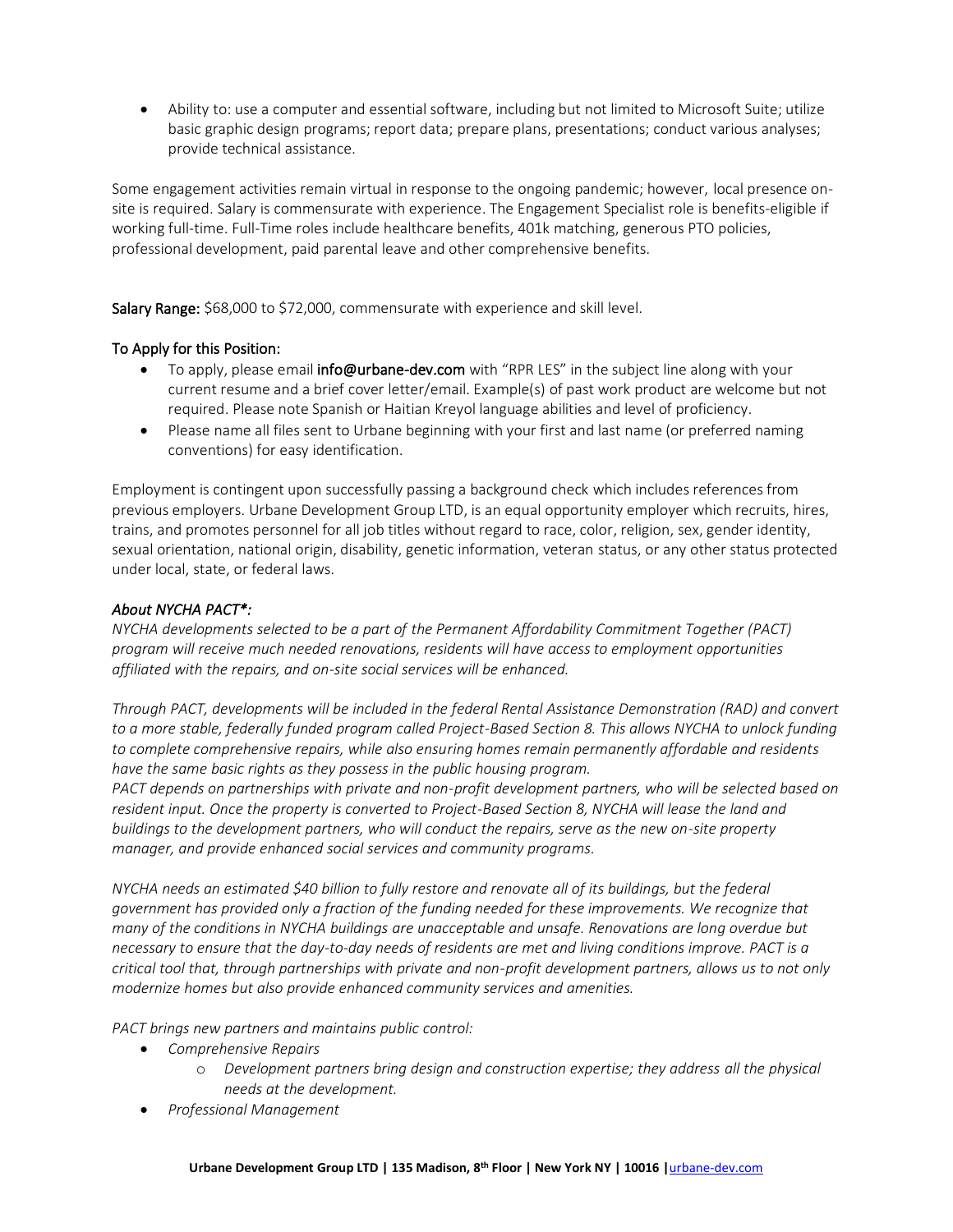- Ability to: use a computer and essential software, including but not limited to Microsoft Suite; utilize basic graphic design programs; report data; prepare plans, presentations; conduct various analyses; provide technical assistance.

Some engagement activities remain virtual in response to the ongoing pandemic; however, local presence on-site is required. Salary is commensurate with experience. The Engagement Specialist role is benefits-eligible if working full-time. Full-Time roles include healthcare benefits, 401k matching, generous PTO policies, professional development, paid parental leave and other comprehensive benefits.

**Salary Range:** $68,000 to $72,000, commensurate with experience and skill level.

**To Apply for this Position:**

- To apply, please email **info@urbane-dev.com** with "RPR LES" in the subject line along with your current resume and a brief cover letter/email. Example(s) of past work product are welcome but not required. Please note Spanish or Haitian Kreyol language abilities and level of proficiency.
- Please name all files sent to Urbane beginning with your first and last name (or preferred naming conventions) for easy identification.

Employment is contingent upon successfully passing a background check which includes references from previous employers. Urbane Development Group LTD, is an equal opportunity employer which recruits, hires, trains, and promotes personnel for all job titles without regard to race, color, religion, sex, gender identity, sexual orientation, national origin, disability, genetic information, veteran status, or any other status protected under local, state, or federal laws.

*About NYCHA PACT*:*

*NYCHA developments selected to be a part of the Permanent Affordability Commitment Together (PACT) program will receive much needed renovations, residents will have access to employment opportunities affiliated with the repairs, and on-site social services will be enhanced.*

*Through PACT, developments will be included in the federal Rental Assistance Demonstration (RAD) and convert to a more stable, federally funded program called Project-Based Section 8. This allows NYCHA to unlock funding to complete comprehensive repairs, while also ensuring homes remain permanently affordable and residents have the same basic rights as they possess in the public housing program.*
*PACT depends on partnerships with private and non-profit development partners, who will be selected based on resident input. Once the property is converted to Project-Based Section 8, NYCHA will lease the land and buildings to the development partners, who will conduct the repairs, serve as the new on-site property manager, and provide enhanced social services and community programs.*

*NYCHA needs an estimated $40 billion to fully restore and renovate all of its buildings, but the federal government has provided only a fraction of the funding needed for these improvements. We recognize that many of the conditions in NYCHA buildings are unacceptable and unsafe. Renovations are long overdue but necessary to ensure that the day-to-day needs of residents are met and living conditions improve. PACT is a critical tool that, through partnerships with private and non-profit development partners, allows us to not only modernize homes but also provide enhanced community services and amenities.*

*PACT brings new partners and maintains public control:*

- *Comprehensive Repairs*
  - *Development partners bring design and construction expertise; they address all the physical needs at the development.*
- *Professional Management*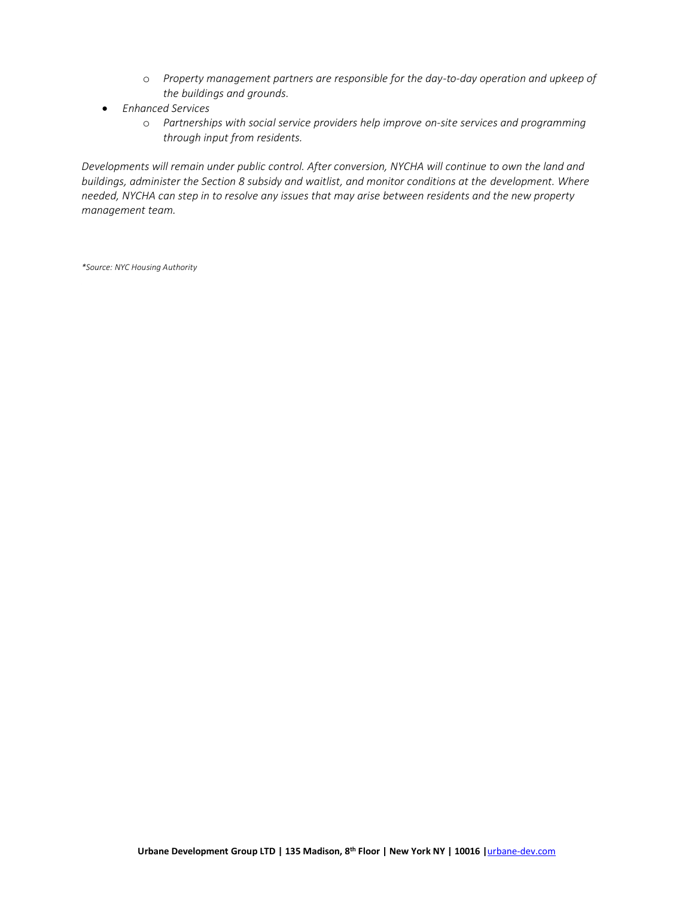- *Property management partners are responsible for the day-to-day operation and upkeep of the buildings and grounds.*
- *Enhanced Services*
    - *Partnerships with social service providers help improve on-site services and programming through input from residents.*

*Developments will remain under public control. After conversion, NYCHA will continue to own the land and buildings, administer the Section 8 subsidy and waitlist, and monitor conditions at the development. Where needed, NYCHA can step in to resolve any issues that may arise between residents and the new property management team.*

**Source: NYC Housing Authority*